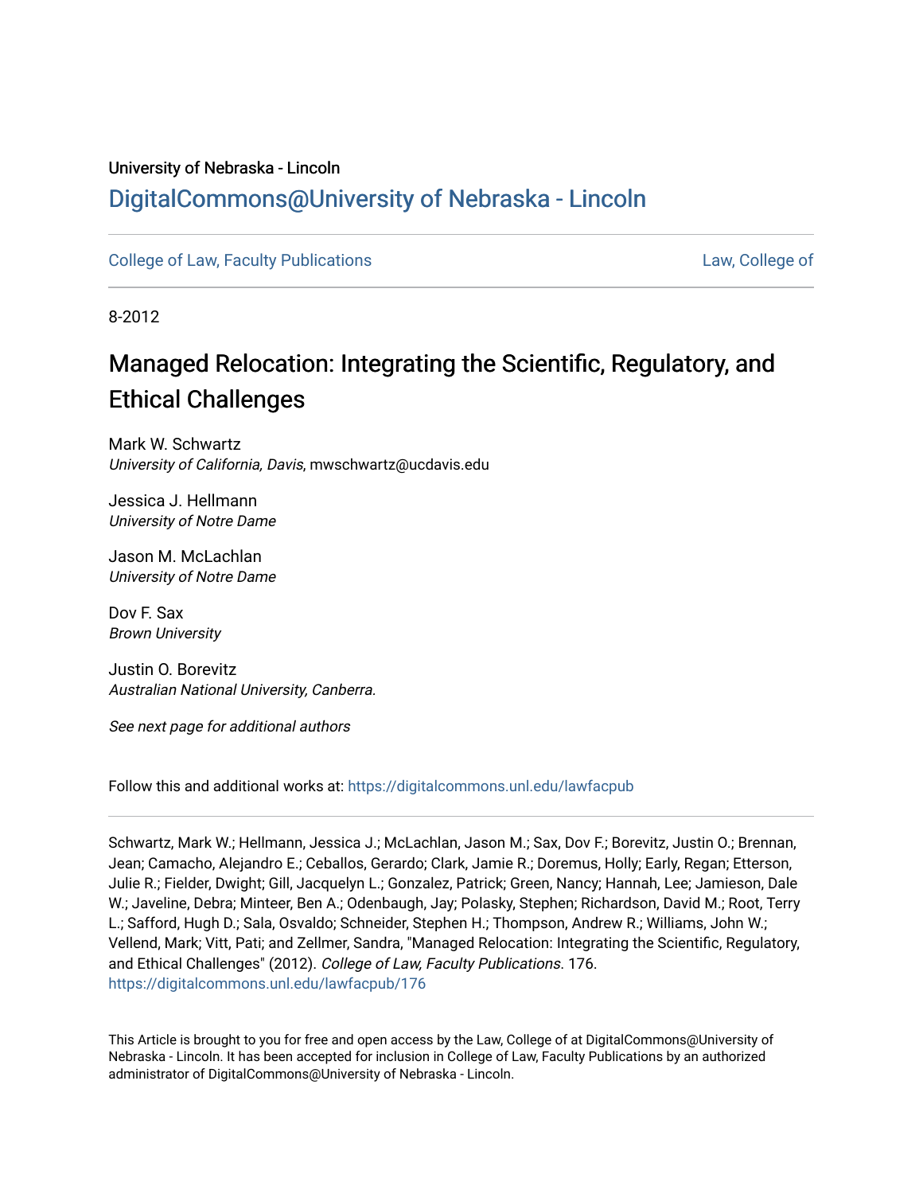University of Nebraska - Lincoln

## DigitalCommons@University of Nebraska - Lincoln

College of Law, Faculty Publications

Law, College of

8-2012

# Managed Relocation: Integrating the Scientific, Regulatory, and Ethical Challenges

Mark W. Schwartz
*University of California, Davis*, mwschwartz@ucdavis.edu

Jessica J. Hellmann
*University of Notre Dame*

Jason M. McLachlan
*University of Notre Dame*

Dov F. Sax
*Brown University*

Justin O. Borevitz
*Australian National University, Canberra.*

*See next page for additional authors*

Follow this and additional works at: https://digitalcommons.unl.edu/lawfacpub

Schwartz, Mark W.; Hellmann, Jessica J.; McLachlan, Jason M.; Sax, Dov F.; Borevitz, Justin O.; Brennan, Jean; Camacho, Alejandro E.; Ceballos, Gerardo; Clark, Jamie R.; Doremus, Holly; Early, Regan; Etterson, Julie R.; Fielder, Dwight; Gill, Jacquelyn L.; Gonzalez, Patrick; Green, Nancy; Hannah, Lee; Jamieson, Dale W.; Javeline, Debra; Minteer, Ben A.; Odenbaugh, Jay; Polasky, Stephen; Richardson, David M.; Root, Terry L.; Safford, Hugh D.; Sala, Osvaldo; Schneider, Stephen H.; Thompson, Andrew R.; Williams, John W.; Vellend, Mark; Vitt, Pati; and Zellmer, Sandra, "Managed Relocation: Integrating the Scientific, Regulatory, and Ethical Challenges" (2012). *College of Law, Faculty Publications*. 176.
https://digitalcommons.unl.edu/lawfacpub/176

This Article is brought to you for free and open access by the Law, College of at DigitalCommons@University of Nebraska - Lincoln. It has been accepted for inclusion in College of Law, Faculty Publications by an authorized administrator of DigitalCommons@University of Nebraska - Lincoln.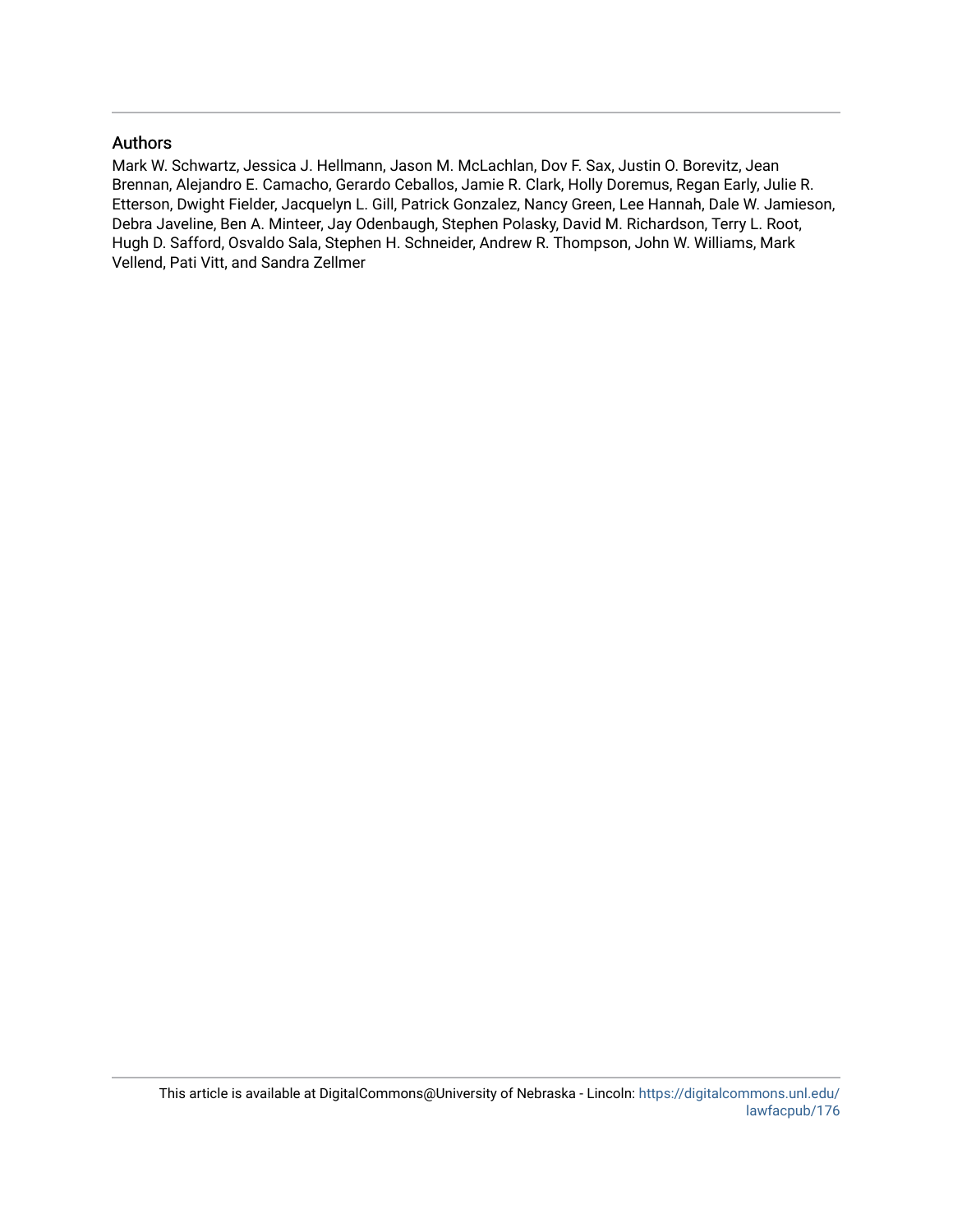## Authors

Mark W. Schwartz, Jessica J. Hellmann, Jason M. McLachlan, Dov F. Sax, Justin O. Borevitz, Jean Brennan, Alejandro E. Camacho, Gerardo Ceballos, Jamie R. Clark, Holly Doremus, Regan Early, Julie R. Etterson, Dwight Fielder, Jacquelyn L. Gill, Patrick Gonzalez, Nancy Green, Lee Hannah, Dale W. Jamieson, Debra Javeline, Ben A. Minteer, Jay Odenbaugh, Stephen Polasky, David M. Richardson, Terry L. Root, Hugh D. Safford, Osvaldo Sala, Stephen H. Schneider, Andrew R. Thompson, John W. Williams, Mark Vellend, Pati Vitt, and Sandra Zellmer

This article is available at DigitalCommons@University of Nebraska - Lincoln: https://digitalcommons.unl.edu/lawfacpub/176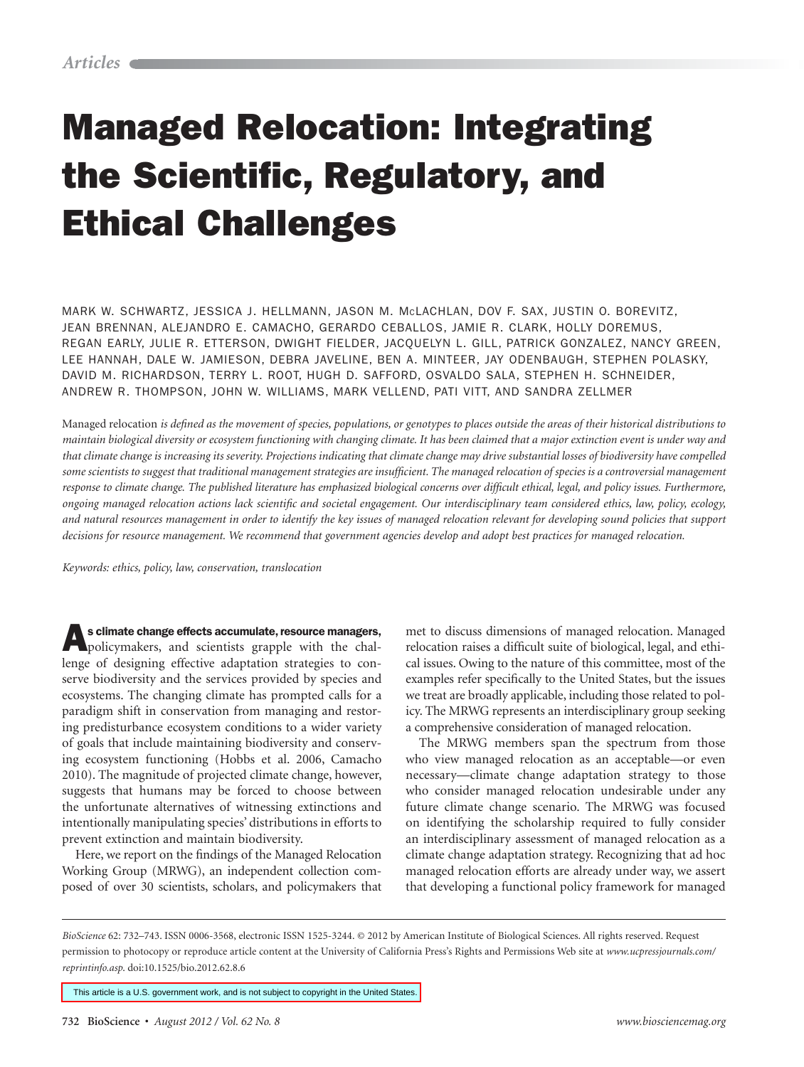# Managed Relocation: Integrating the Scientific, Regulatory, and Ethical Challenges

MARK W. SCHWARTZ, JESSICA J. HELLMANN, JASON M. McLACHLAN, DOV F. SAX, JUSTIN O. BOREVITZ, JEAN BRENNAN, ALEJANDRO E. CAMACHO, GERARDO CEBALLOS, JAMIE R. CLARK, HOLLY DOREMUS, REGAN EARLY, JULIE R. ETTERSON, DWIGHT FIELDER, JACQUELYN L. GILL, PATRICK GONZALEZ, NANCY GREEN, LEE HANNAH, DALE W. JAMIESON, DEBRA JAVELINE, BEN A. MINTEER, JAY ODENBAUGH, STEPHEN POLASKY, DAVID M. RICHARDSON, TERRY L. ROOT, HUGH D. SAFFORD, OSVALDO SALA, STEPHEN H. SCHNEIDER, ANDREW R. THOMPSON, JOHN W. WILLIAMS, MARK VELLEND, PATI VITT, AND SANDRA ZELLMER

Managed relocation *is defined as the movement of species, populations, or genotypes to places outside the areas of their historical distributions to maintain biological diversity or ecosystem functioning with changing climate. It has been claimed that a major extinction event is under way and that climate change is increasing its severity. Projections indicating that climate change may drive substantial losses of biodiversity have compelled some scientists to suggest that traditional management strategies are insufficient. The managed relocation of species is a controversial management response to climate change. The published literature has emphasized biological concerns over difficult ethical, legal, and policy issues. Furthermore, ongoing managed relocation actions lack scientific and societal engagement. Our interdisciplinary team considered ethics, law, policy, ecology, and natural resources management in order to identify the key issues of managed relocation relevant for developing sound policies that support decisions for resource management. We recommend that government agencies develop and adopt best practices for managed relocation.*

*Keywords: ethics, policy, law, conservation, translocation*

**As climate change effects accumulate, resource managers,** policymakers, and scientists grapple with the challenge of designing effective adaptation strategies to conserve biodiversity and the services provided by species and ecosystems. The changing climate has prompted calls for a paradigm shift in conservation from managing and restoring predisturbance ecosystem conditions to a wider variety of goals that include maintaining biodiversity and conserving ecosystem functioning (Hobbs et al. 2006, Camacho 2010). The magnitude of projected climate change, however, suggests that humans may be forced to choose between the unfortunate alternatives of witnessing extinctions and intentionally manipulating species' distributions in efforts to prevent extinction and maintain biodiversity.

Here, we report on the findings of the Managed Relocation Working Group (MRWG), an independent collection composed of over 30 scientists, scholars, and policymakers that met to discuss dimensions of managed relocation. Managed relocation raises a difficult suite of biological, legal, and ethical issues. Owing to the nature of this committee, most of the examples refer specifically to the United States, but the issues we treat are broadly applicable, including those related to policy. The MRWG represents an interdisciplinary group seeking a comprehensive consideration of managed relocation.

The MRWG members span the spectrum from those who view managed relocation as an acceptable—or even necessary—climate change adaptation strategy to those who consider managed relocation undesirable under any future climate change scenario. The MRWG was focused on identifying the scholarship required to fully consider an interdisciplinary assessment of managed relocation as a climate change adaptation strategy. Recognizing that ad hoc managed relocation efforts are already under way, we assert that developing a functional policy framework for managed

*BioScience* 62: 732–743. ISSN 0006-3568, electronic ISSN 1525-3244. © 2012 by American Institute of Biological Sciences. All rights reserved. Request permission to photocopy or reproduce article content at the University of California Press's Rights and Permissions Web site at *www.ucpressjournals.com/reprintinfo.asp*. doi:10.1525/bio.2012.62.8.6

This article is a U.S. government work, and is not subject to copyright in the United States.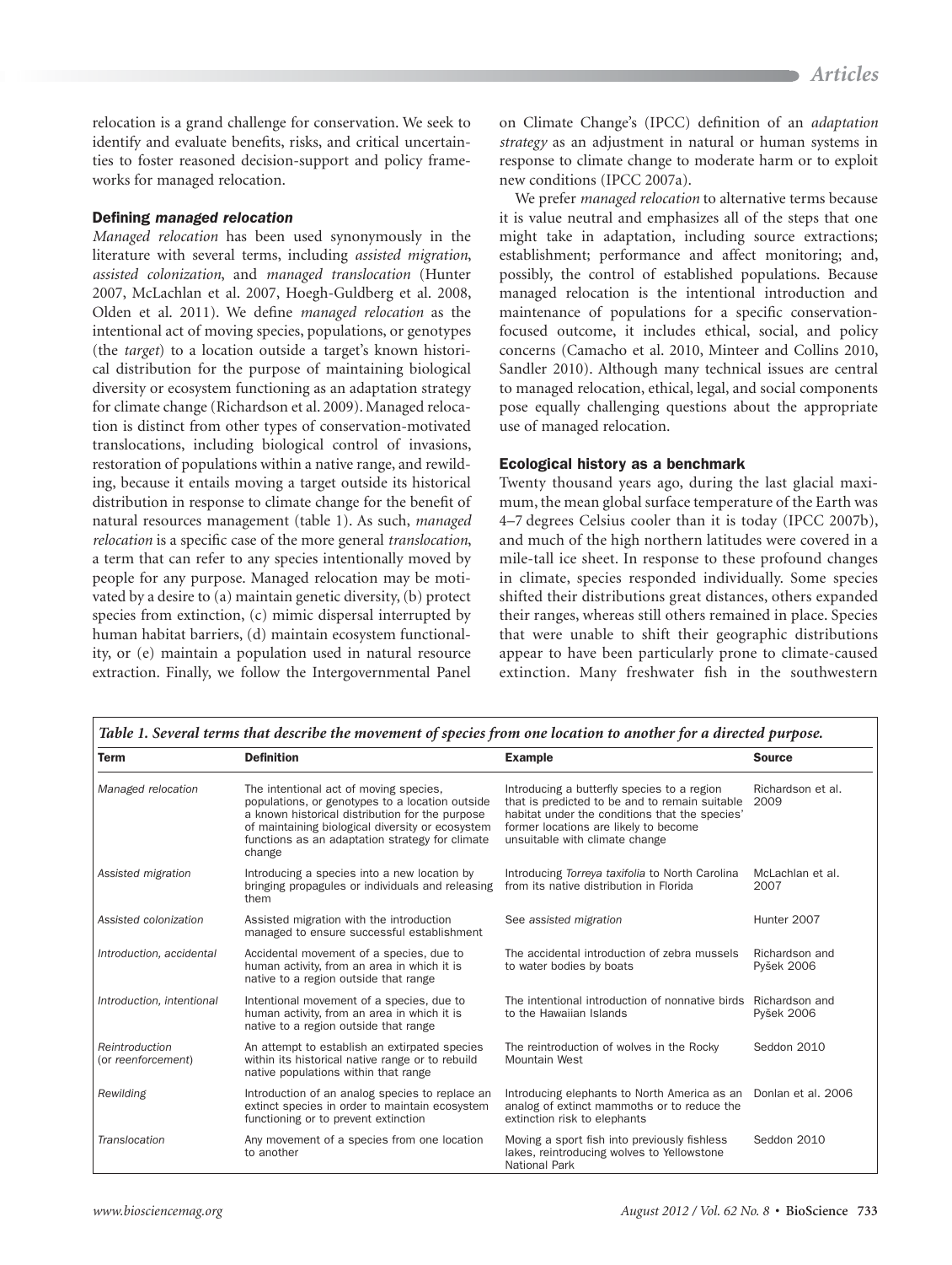relocation is a grand challenge for conservation. We seek to identify and evaluate benefits, risks, and critical uncertainties to foster reasoned decision-support and policy frameworks for managed relocation.

### Defining *managed relocation*

*Managed relocation* has been used synonymously in the literature with several terms, including *assisted migration*, *assisted colonization*, and *managed translocation* (Hunter 2007, McLachlan et al. 2007, Hoegh-Guldberg et al. 2008, Olden et al. 2011). We define *managed relocation* as the intentional act of moving species, populations, or genotypes (the *target*) to a location outside a target's known historical distribution for the purpose of maintaining biological diversity or ecosystem functioning as an adaptation strategy for climate change (Richardson et al. 2009). Managed relocation is distinct from other types of conservation-motivated translocations, including biological control of invasions, restoration of populations within a native range, and rewilding, because it entails moving a target outside its historical distribution in response to climate change for the benefit of natural resources management (table 1). As such, *managed relocation* is a specific case of the more general *translocation*, a term that can refer to any species intentionally moved by people for any purpose. Managed relocation may be motivated by a desire to (a) maintain genetic diversity, (b) protect species from extinction, (c) mimic dispersal interrupted by human habitat barriers, (d) maintain ecosystem functionality, or (e) maintain a population used in natural resource extraction. Finally, we follow the Intergovernmental Panel on Climate Change's (IPCC) definition of an *adaptation strategy* as an adjustment in natural or human systems in response to climate change to moderate harm or to exploit new conditions (IPCC 2007a).

We prefer *managed relocation* to alternative terms because it is value neutral and emphasizes all of the steps that one might take in adaptation, including source extractions; establishment; performance and affect monitoring; and, possibly, the control of established populations. Because managed relocation is the intentional introduction and maintenance of populations for a specific conservation-focused outcome, it includes ethical, social, and policy concerns (Camacho et al. 2010, Minteer and Collins 2010, Sandler 2010). Although many technical issues are central to managed relocation, ethical, legal, and social components pose equally challenging questions about the appropriate use of managed relocation.

### Ecological history as a benchmark

Twenty thousand years ago, during the last glacial maximum, the mean global surface temperature of the Earth was 4–7 degrees Celsius cooler than it is today (IPCC 2007b), and much of the high northern latitudes were covered in a mile-tall ice sheet. In response to these profound changes in climate, species responded individually. Some species shifted their distributions great distances, others expanded their ranges, whereas still others remained in place. Species that were unable to shift their geographic distributions appear to have been particularly prone to climate-caused extinction. Many freshwater fish in the southwestern

*Table 1. Several terms that describe the movement of species from one location to another for a directed purpose.*

| Term | Definition | Example | Source |
|---|---|---|---|
| *Managed relocation* | The intentional act of moving species, populations, or genotypes to a location outside a known historical distribution for the purpose of maintaining biological diversity or ecosystem functions as an adaptation strategy for climate change | Introducing a butterfly species to a region that is predicted to be and to remain suitable habitat under the conditions that the species' former locations are likely to become unsuitable with climate change | Richardson et al. 2009 |
| *Assisted migration* | Introducing a species into a new location by bringing propagules or individuals and releasing them | Introducing *Torreya taxifolia* to North Carolina from its native distribution in Florida | McLachlan et al. 2007 |
| *Assisted colonization* | Assisted migration with the introduction managed to ensure successful establishment | See *assisted migration* | Hunter 2007 |
| *Introduction, accidental* | Accidental movement of a species, due to human activity, from an area in which it is native to a region outside that range | The accidental introduction of zebra mussels to water bodies by boats | Richardson and Pyšek 2006 |
| *Introduction, intentional* | Intentional movement of a species, due to human activity, from an area in which it is native to a region outside that range | The intentional introduction of nonnative birds to the Hawaiian Islands | Richardson and Pyšek 2006 |
| *Reintroduction* (or *reenforcement*) | An attempt to establish an extirpated species within its historical native range or to rebuild native populations within that range | The reintroduction of wolves in the Rocky Mountain West | Seddon 2010 |
| *Rewilding* | Introduction of an analog species to replace an extinct species in order to maintain ecosystem functioning or to prevent extinction | Introducing elephants to North America as an analog of extinct mammoths or to reduce the extinction risk to elephants | Donlan et al. 2006 |
| *Translocation* | Any movement of a species from one location to another | Moving a sport fish into previously fishless lakes, reintroducing wolves to Yellowstone National Park | Seddon 2010 |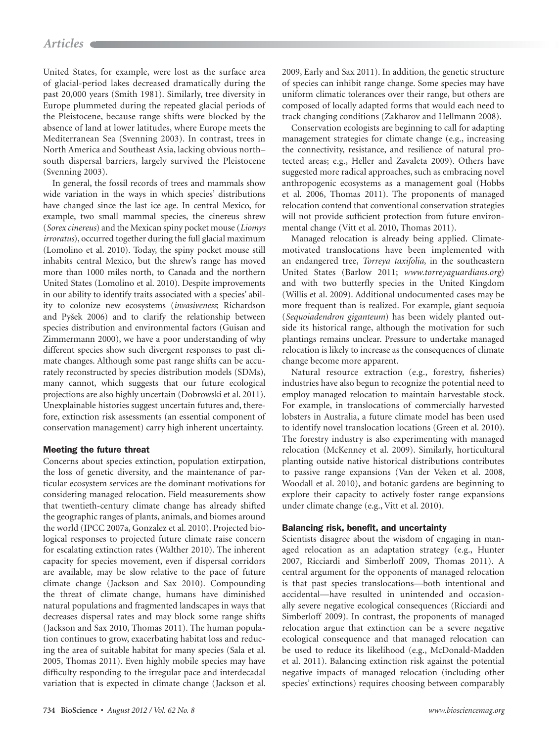United States, for example, were lost as the surface area of glacial-period lakes decreased dramatically during the past 20,000 years (Smith 1981). Similarly, tree diversity in Europe plummeted during the repeated glacial periods of the Pleistocene, because range shifts were blocked by the absence of land at lower latitudes, where Europe meets the Mediterranean Sea (Svenning 2003). In contrast, trees in North America and Southeast Asia, lacking obvious north–south dispersal barriers, largely survived the Pleistocene (Svenning 2003).

In general, the fossil records of trees and mammals show wide variation in the ways in which species' distributions have changed since the last ice age. In central Mexico, for example, two small mammal species, the cinereus shrew (*Sorex cinereus*) and the Mexican spiny pocket mouse (*Liomys irroratus*), occurred together during the full glacial maximum (Lomolino et al. 2010). Today, the spiny pocket mouse still inhabits central Mexico, but the shrew's range has moved more than 1000 miles north, to Canada and the northern United States (Lomolino et al. 2010). Despite improvements in our ability to identify traits associated with a species' ability to colonize new ecosystems (*invasiveness*; Richardson and Pyšek 2006) and to clarify the relationship between species distribution and environmental factors (Guisan and Zimmermann 2000), we have a poor understanding of why different species show such divergent responses to past climate changes. Although some past range shifts can be accurately reconstructed by species distribution models (SDMs), many cannot, which suggests that our future ecological projections are also highly uncertain (Dobrowski et al. 2011). Unexplainable histories suggest uncertain futures and, therefore, extinction risk assessments (an essential component of conservation management) carry high inherent uncertainty.

## Meeting the future threat

Concerns about species extinction, population extirpation, the loss of genetic diversity, and the maintenance of particular ecosystem services are the dominant motivations for considering managed relocation. Field measurements show that twentieth-century climate change has already shifted the geographic ranges of plants, animals, and biomes around the world (IPCC 2007a, Gonzalez et al. 2010). Projected biological responses to projected future climate raise concern for escalating extinction rates (Walther 2010). The inherent capacity for species movement, even if dispersal corridors are available, may be slow relative to the pace of future climate change (Jackson and Sax 2010). Compounding the threat of climate change, humans have diminished natural populations and fragmented landscapes in ways that decreases dispersal rates and may block some range shifts (Jackson and Sax 2010, Thomas 2011). The human population continues to grow, exacerbating habitat loss and reducing the area of suitable habitat for many species (Sala et al. 2005, Thomas 2011). Even highly mobile species may have difficulty responding to the irregular pace and interdecadal variation that is expected in climate change (Jackson et al. 2009, Early and Sax 2011). In addition, the genetic structure of species can inhibit range change. Some species may have uniform climatic tolerances over their range, but others are composed of locally adapted forms that would each need to track changing conditions (Zakharov and Hellmann 2008).

Conservation ecologists are beginning to call for adapting management strategies for climate change (e.g., increasing the connectivity, resistance, and resilience of natural protected areas; e.g., Heller and Zavaleta 2009). Others have suggested more radical approaches, such as embracing novel anthropogenic ecosystems as a management goal (Hobbs et al. 2006, Thomas 2011). The proponents of managed relocation contend that conventional conservation strategies will not provide sufficient protection from future environmental change (Vitt et al. 2010, Thomas 2011).

Managed relocation is already being applied. Climate-motivated translocations have been implemented with an endangered tree, *Torreya taxifolia*, in the southeastern United States (Barlow 2011; *www.torreyaguardians.org*) and with two butterfly species in the United Kingdom (Willis et al. 2009). Additional undocumented cases may be more frequent than is realized. For example, giant sequoia (*Sequoiadendron giganteum*) has been widely planted outside its historical range, although the motivation for such plantings remains unclear. Pressure to undertake managed relocation is likely to increase as the consequences of climate change become more apparent.

Natural resource extraction (e.g., forestry, fisheries) industries have also begun to recognize the potential need to employ managed relocation to maintain harvestable stock. For example, in translocations of commercially harvested lobsters in Australia, a future climate model has been used to identify novel translocation locations (Green et al. 2010). The forestry industry is also experimenting with managed relocation (McKenney et al. 2009). Similarly, horticultural planting outside native historical distributions contributes to passive range expansions (Van der Veken et al. 2008, Woodall et al. 2010), and botanic gardens are beginning to explore their capacity to actively foster range expansions under climate change (e.g., Vitt et al. 2010).

## Balancing risk, benefit, and uncertainty

Scientists disagree about the wisdom of engaging in managed relocation as an adaptation strategy (e.g., Hunter 2007, Ricciardi and Simberloff 2009, Thomas 2011). A central argument for the opponents of managed relocation is that past species translocations—both intentional and accidental—have resulted in unintended and occasionally severe negative ecological consequences (Ricciardi and Simberloff 2009). In contrast, the proponents of managed relocation argue that extinction can be a severe negative ecological consequence and that managed relocation can be used to reduce its likelihood (e.g., McDonald-Madden et al. 2011). Balancing extinction risk against the potential negative impacts of managed relocation (including other species' extinctions) requires choosing between comparably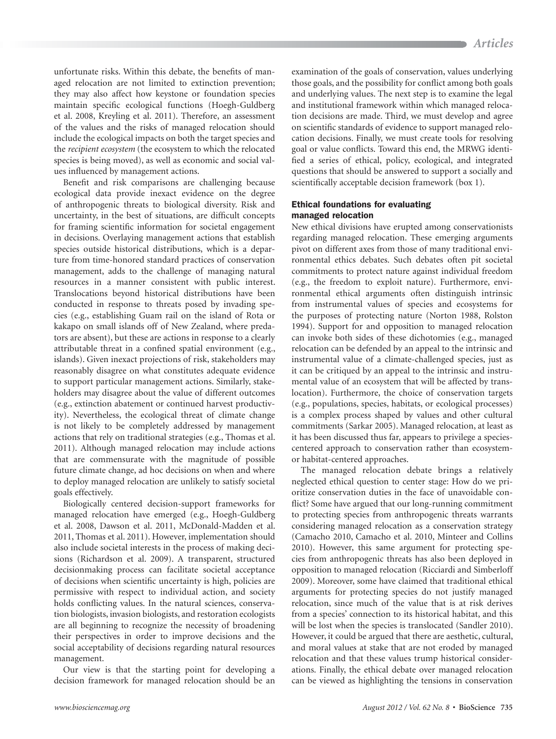unfortunate risks. Within this debate, the benefits of managed relocation are not limited to extinction prevention; they may also affect how keystone or foundation species maintain specific ecological functions (Hoegh-Guldberg et al. 2008, Kreyling et al. 2011). Therefore, an assessment of the values and the risks of managed relocation should include the ecological impacts on both the target species and the *recipient ecosystem* (the ecosystem to which the relocated species is being moved), as well as economic and social values influenced by management actions.

Benefit and risk comparisons are challenging because ecological data provide inexact evidence on the degree of anthropogenic threats to biological diversity. Risk and uncertainty, in the best of situations, are difficult concepts for framing scientific information for societal engagement in decisions. Overlaying management actions that establish species outside historical distributions, which is a departure from time-honored standard practices of conservation management, adds to the challenge of managing natural resources in a manner consistent with public interest. Translocations beyond historical distributions have been conducted in response to threats posed by invading species (e.g., establishing Guam rail on the island of Rota or kakapo on small islands off of New Zealand, where predators are absent), but these are actions in response to a clearly attributable threat in a confined spatial environment (e.g., islands). Given inexact projections of risk, stakeholders may reasonably disagree on what constitutes adequate evidence to support particular management actions. Similarly, stakeholders may disagree about the value of different outcomes (e.g., extinction abatement or continued harvest productivity). Nevertheless, the ecological threat of climate change is not likely to be completely addressed by management actions that rely on traditional strategies (e.g., Thomas et al. 2011). Although managed relocation may include actions that are commensurate with the magnitude of possible future climate change, ad hoc decisions on when and where to deploy managed relocation are unlikely to satisfy societal goals effectively.

Biologically centered decision-support frameworks for managed relocation have emerged (e.g., Hoegh-Guldberg et al. 2008, Dawson et al. 2011, McDonald-Madden et al. 2011, Thomas et al. 2011). However, implementation should also include societal interests in the process of making decisions (Richardson et al. 2009). A transparent, structured decisionmaking process can facilitate societal acceptance of decisions when scientific uncertainty is high, policies are permissive with respect to individual action, and society holds conflicting values. In the natural sciences, conservation biologists, invasion biologists, and restoration ecologists are all beginning to recognize the necessity of broadening their perspectives in order to improve decisions and the social acceptability of decisions regarding natural resources management.

Our view is that the starting point for developing a decision framework for managed relocation should be an examination of the goals of conservation, values underlying those goals, and the possibility for conflict among both goals and underlying values. The next step is to examine the legal and institutional framework within which managed relocation decisions are made. Third, we must develop and agree on scientific standards of evidence to support managed relocation decisions. Finally, we must create tools for resolving goal or value conflicts. Toward this end, the MRWG identified a series of ethical, policy, ecological, and integrated questions that should be answered to support a socially and scientifically acceptable decision framework (box 1).

## Ethical foundations for evaluating managed relocation

New ethical divisions have erupted among conservationists regarding managed relocation. These emerging arguments pivot on different axes from those of many traditional environmental ethics debates. Such debates often pit societal commitments to protect nature against individual freedom (e.g., the freedom to exploit nature). Furthermore, environmental ethical arguments often distinguish intrinsic from instrumental values of species and ecosystems for the purposes of protecting nature (Norton 1988, Rolston 1994). Support for and opposition to managed relocation can invoke both sides of these dichotomies (e.g., managed relocation can be defended by an appeal to the intrinsic and instrumental value of a climate-challenged species, just as it can be critiqued by an appeal to the intrinsic and instrumental value of an ecosystem that will be affected by translocation). Furthermore, the choice of conservation targets (e.g., populations, species, habitats, or ecological processes) is a complex process shaped by values and other cultural commitments (Sarkar 2005). Managed relocation, at least as it has been discussed thus far, appears to privilege a species-centered approach to conservation rather than ecosystem- or habitat-centered approaches.

The managed relocation debate brings a relatively neglected ethical question to center stage: How do we prioritize conservation duties in the face of unavoidable conflict? Some have argued that our long-running commitment to protecting species from anthropogenic threats warrants considering managed relocation as a conservation strategy (Camacho 2010, Camacho et al. 2010, Minteer and Collins 2010). However, this same argument for protecting species from anthropogenic threats has also been deployed in opposition to managed relocation (Ricciardi and Simberloff 2009). Moreover, some have claimed that traditional ethical arguments for protecting species do not justify managed relocation, since much of the value that is at risk derives from a species' connection to its historical habitat, and this will be lost when the species is translocated (Sandler 2010). However, it could be argued that there are aesthetic, cultural, and moral values at stake that are not eroded by managed relocation and that these values trump historical considerations. Finally, the ethical debate over managed relocation can be viewed as highlighting the tensions in conservation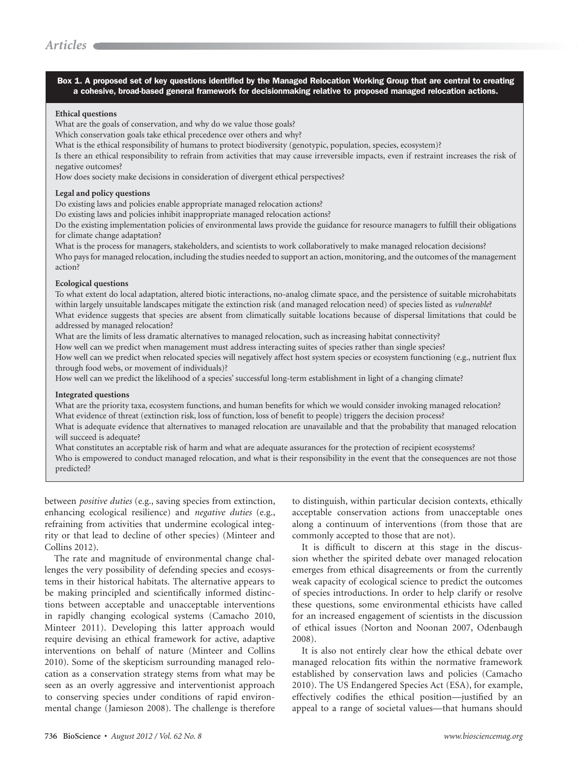**Box 1. A proposed set of key questions identified by the Managed Relocation Working Group that are central to creating a cohesive, broad-based general framework for decisionmaking relative to proposed managed relocation actions.**

**Ethical questions**

What are the goals of conservation, and why do we value those goals?

Which conservation goals take ethical precedence over others and why?

What is the ethical responsibility of humans to protect biodiversity (genotypic, population, species, ecosystem)?

Is there an ethical responsibility to refrain from activities that may cause irreversible impacts, even if restraint increases the risk of negative outcomes?

How does society make decisions in consideration of divergent ethical perspectives?

**Legal and policy questions**

Do existing laws and policies enable appropriate managed relocation actions?

Do existing laws and policies inhibit inappropriate managed relocation actions?

Do the existing implementation policies of environmental laws provide the guidance for resource managers to fulfill their obligations for climate change adaptation?

What is the process for managers, stakeholders, and scientists to work collaboratively to make managed relocation decisions?

Who pays for managed relocation, including the studies needed to support an action, monitoring, and the outcomes of the management action?

**Ecological questions**

To what extent do local adaptation, altered biotic interactions, no-analog climate space, and the persistence of suitable microhabitats within largely unsuitable landscapes mitigate the extinction risk (and managed relocation need) of species listed as *vulnerable*?

What evidence suggests that species are absent from climatically suitable locations because of dispersal limitations that could be addressed by managed relocation?

What are the limits of less dramatic alternatives to managed relocation, such as increasing habitat connectivity?

How well can we predict when management must address interacting suites of species rather than single species?

How well can we predict when relocated species will negatively affect host system species or ecosystem functioning (e.g., nutrient flux through food webs, or movement of individuals)?

How well can we predict the likelihood of a species' successful long-term establishment in light of a changing climate?

**Integrated questions**

What are the priority taxa, ecosystem functions, and human benefits for which we would consider invoking managed relocation?

What evidence of threat (extinction risk, loss of function, loss of benefit to people) triggers the decision process?

What is adequate evidence that alternatives to managed relocation are unavailable and that the probability that managed relocation will succeed is adequate?

What constitutes an acceptable risk of harm and what are adequate assurances for the protection of recipient ecosystems?

Who is empowered to conduct managed relocation, and what is their responsibility in the event that the consequences are not those predicted?

between *positive duties* (e.g., saving species from extinction, enhancing ecological resilience) and *negative duties* (e.g., refraining from activities that undermine ecological integrity or that lead to decline of other species) (Minteer and Collins 2012).

The rate and magnitude of environmental change challenges the very possibility of defending species and ecosystems in their historical habitats. The alternative appears to be making principled and scientifically informed distinctions between acceptable and unacceptable interventions in rapidly changing ecological systems (Camacho 2010, Minteer 2011). Developing this latter approach would require devising an ethical framework for active, adaptive interventions on behalf of nature (Minteer and Collins 2010). Some of the skepticism surrounding managed relocation as a conservation strategy stems from what may be seen as an overly aggressive and interventionist approach to conserving species under conditions of rapid environmental change (Jamieson 2008). The challenge is therefore to distinguish, within particular decision contexts, ethically acceptable conservation actions from unacceptable ones along a continuum of interventions (from those that are commonly accepted to those that are not).

It is difficult to discern at this stage in the discussion whether the spirited debate over managed relocation emerges from ethical disagreements or from the currently weak capacity of ecological science to predict the outcomes of species introductions. In order to help clarify or resolve these questions, some environmental ethicists have called for an increased engagement of scientists in the discussion of ethical issues (Norton and Noonan 2007, Odenbaugh 2008).

It is also not entirely clear how the ethical debate over managed relocation fits within the normative framework established by conservation laws and policies (Camacho 2010). The US Endangered Species Act (ESA), for example, effectively codifies the ethical position—justified by an appeal to a range of societal values—that humans should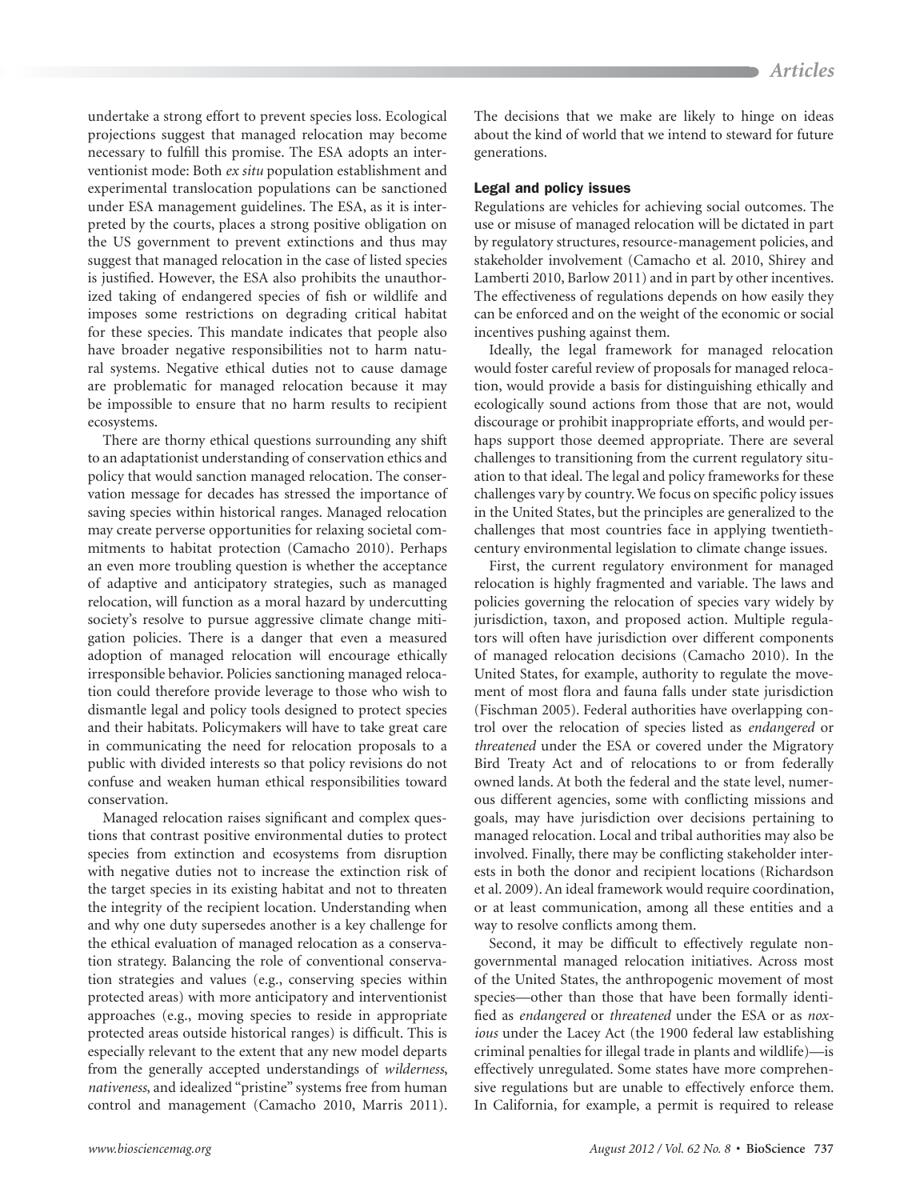undertake a strong effort to prevent species loss. Ecological projections suggest that managed relocation may become necessary to fulfill this promise. The ESA adopts an interventionist mode: Both *ex situ* population establishment and experimental translocation populations can be sanctioned under ESA management guidelines. The ESA, as it is interpreted by the courts, places a strong positive obligation on the US government to prevent extinctions and thus may suggest that managed relocation in the case of listed species is justified. However, the ESA also prohibits the unauthorized taking of endangered species of fish or wildlife and imposes some restrictions on degrading critical habitat for these species. This mandate indicates that people also have broader negative responsibilities not to harm natural systems. Negative ethical duties not to cause damage are problematic for managed relocation because it may be impossible to ensure that no harm results to recipient ecosystems.

There are thorny ethical questions surrounding any shift to an adaptationist understanding of conservation ethics and policy that would sanction managed relocation. The conservation message for decades has stressed the importance of saving species within historical ranges. Managed relocation may create perverse opportunities for relaxing societal commitments to habitat protection (Camacho 2010). Perhaps an even more troubling question is whether the acceptance of adaptive and anticipatory strategies, such as managed relocation, will function as a moral hazard by undercutting society's resolve to pursue aggressive climate change mitigation policies. There is a danger that even a measured adoption of managed relocation will encourage ethically irresponsible behavior. Policies sanctioning managed relocation could therefore provide leverage to those who wish to dismantle legal and policy tools designed to protect species and their habitats. Policymakers will have to take great care in communicating the need for relocation proposals to a public with divided interests so that policy revisions do not confuse and weaken human ethical responsibilities toward conservation.

Managed relocation raises significant and complex questions that contrast positive environmental duties to protect species from extinction and ecosystems from disruption with negative duties not to increase the extinction risk of the target species in its existing habitat and not to threaten the integrity of the recipient location. Understanding when and why one duty supersedes another is a key challenge for the ethical evaluation of managed relocation as a conservation strategy. Balancing the role of conventional conservation strategies and values (e.g., conserving species within protected areas) with more anticipatory and interventionist approaches (e.g., moving species to reside in appropriate protected areas outside historical ranges) is difficult. This is especially relevant to the extent that any new model departs from the generally accepted understandings of *wilderness*, *nativeness*, and idealized "pristine" systems free from human control and management (Camacho 2010, Marris 2011). The decisions that we make are likely to hinge on ideas about the kind of world that we intend to steward for future generations.

## Legal and policy issues

Regulations are vehicles for achieving social outcomes. The use or misuse of managed relocation will be dictated in part by regulatory structures, resource-management policies, and stakeholder involvement (Camacho et al. 2010, Shirey and Lamberti 2010, Barlow 2011) and in part by other incentives. The effectiveness of regulations depends on how easily they can be enforced and on the weight of the economic or social incentives pushing against them.

Ideally, the legal framework for managed relocation would foster careful review of proposals for managed relocation, would provide a basis for distinguishing ethically and ecologically sound actions from those that are not, would discourage or prohibit inappropriate efforts, and would perhaps support those deemed appropriate. There are several challenges to transitioning from the current regulatory situation to that ideal. The legal and policy frameworks for these challenges vary by country. We focus on specific policy issues in the United States, but the principles are generalized to the challenges that most countries face in applying twentieth-century environmental legislation to climate change issues.

First, the current regulatory environment for managed relocation is highly fragmented and variable. The laws and policies governing the relocation of species vary widely by jurisdiction, taxon, and proposed action. Multiple regulators will often have jurisdiction over different components of managed relocation decisions (Camacho 2010). In the United States, for example, authority to regulate the movement of most flora and fauna falls under state jurisdiction (Fischman 2005). Federal authorities have overlapping control over the relocation of species listed as *endangered* or *threatened* under the ESA or covered under the Migratory Bird Treaty Act and of relocations to or from federally owned lands. At both the federal and the state level, numerous different agencies, some with conflicting missions and goals, may have jurisdiction over decisions pertaining to managed relocation. Local and tribal authorities may also be involved. Finally, there may be conflicting stakeholder interests in both the donor and recipient locations (Richardson et al. 2009). An ideal framework would require coordination, or at least communication, among all these entities and a way to resolve conflicts among them.

Second, it may be difficult to effectively regulate nongovernmental managed relocation initiatives. Across most of the United States, the anthropogenic movement of most species—other than those that have been formally identified as *endangered* or *threatened* under the ESA or as *noxious* under the Lacey Act (the 1900 federal law establishing criminal penalties for illegal trade in plants and wildlife)—is effectively unregulated. Some states have more comprehensive regulations but are unable to effectively enforce them. In California, for example, a permit is required to release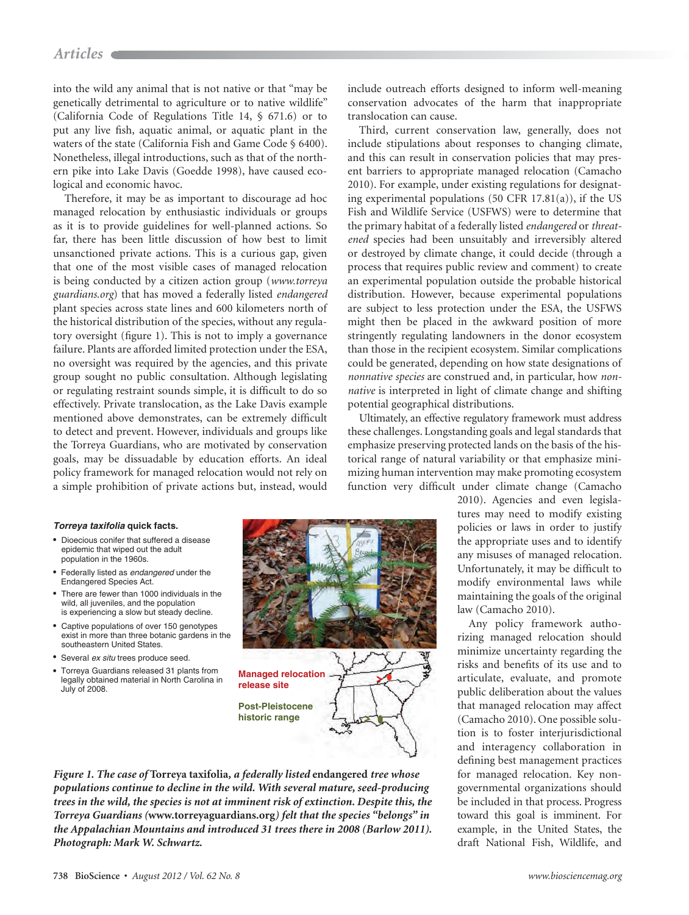into the wild any animal that is not native or that "may be genetically detrimental to agriculture or to native wildlife" (California Code of Regulations Title 14, § 671.6) or to put any live fish, aquatic animal, or aquatic plant in the waters of the state (California Fish and Game Code § 6400). Nonetheless, illegal introductions, such as that of the northern pike into Lake Davis (Goedde 1998), have caused ecological and economic havoc.

Therefore, it may be as important to discourage ad hoc managed relocation by enthusiastic individuals or groups as it is to provide guidelines for well-planned actions. So far, there has been little discussion of how best to limit unsanctioned private actions. This is a curious gap, given that one of the most visible cases of managed relocation is being conducted by a citizen action group (*www.torreyaguardians.org*) that has moved a federally listed *endangered* plant species across state lines and 600 kilometers north of the historical distribution of the species, without any regulatory oversight (figure 1). This is not to imply a governance failure. Plants are afforded limited protection under the ESA, no oversight was required by the agencies, and this private group sought no public consultation. Although legislating or regulating restraint sounds simple, it is difficult to do so effectively. Private translocation, as the Lake Davis example mentioned above demonstrates, can be extremely difficult to detect and prevent. However, individuals and groups like the Torreya Guardians, who are motivated by conservation goals, may be dissuadable by education efforts. An ideal policy framework for managed relocation would not rely on a simple prohibition of private actions but, instead, would include outreach efforts designed to inform well-meaning conservation advocates of the harm that inappropriate translocation can cause.

Third, current conservation law, generally, does not include stipulations about responses to changing climate, and this can result in conservation policies that may present barriers to appropriate managed relocation (Camacho 2010). For example, under existing regulations for designating experimental populations (50 CFR 17.81(a)), if the US Fish and Wildlife Service (USFWS) were to determine that the primary habitat of a federally listed *endangered* or *threatened* species had been unsuitably and irreversibly altered or destroyed by climate change, it could decide (through a process that requires public review and comment) to create an experimental population outside the probable historical distribution. However, because experimental populations are subject to less protection under the ESA, the USFWS might then be placed in the awkward position of more stringently regulating landowners in the donor ecosystem than those in the recipient ecosystem. Similar complications could be generated, depending on how state designations of *nonnative species* are construed and, in particular, how *nonnative* is interpreted in light of climate change and shifting potential geographical distributions.

Ultimately, an effective regulatory framework must address these challenges. Longstanding goals and legal standards that emphasize preserving protected lands on the basis of the historical range of natural variability or that emphasize minimizing human intervention may make promoting ecosystem function very difficult under climate change (Camacho 2010). Agencies and even legislatures may need to modify existing policies or laws in order to justify the appropriate uses and to identify any misuses of managed relocation. Unfortunately, it may be difficult to modify environmental laws while maintaining the goals of the original law (Camacho 2010).

Any policy framework authorizing managed relocation should minimize uncertainty regarding the risks and benefits of its use and to articulate, evaluate, and promote public deliberation about the values that managed relocation may affect (Camacho 2010). One possible solution is to foster interjurisdictional and interagency collaboration in defining best management practices for managed relocation. Key nongovernmental organizations should be included in that process. Progress toward this goal is imminent. For example, in the United States, the draft National Fish, Wildlife, and

***Torreya taxifolia* quick facts.**

- Dioecious conifer that suffered a disease epidemic that wiped out the adult population in the 1960s.
- Federally listed as *endangered* under the Endangered Species Act.
- There are fewer than 1000 individuals in the wild, all juveniles, and the population is experiencing a slow but steady decline.
- Captive populations of over 150 genotypes exist in more than three botanic gardens in the southeastern United States.
- Several *ex situ* trees produce seed.
- Torreya Guardians released 31 plants from legally obtained material in North Carolina in July of 2008.

Managed relocation release site

Post-Pleistocene historic range

*Figure 1. The case of* **Torreya taxifolia***, a federally listed* **endangered** *tree whose populations continue to decline in the wild. With several mature, seed-producing trees in the wild, the species is not at imminent risk of extinction. Despite this, the Torreya Guardians (***www.torreyaguardians.org***) felt that the species "belongs" in the Appalachian Mountains and introduced 31 trees there in 2008 (Barlow 2011). Photograph: Mark W. Schwartz.*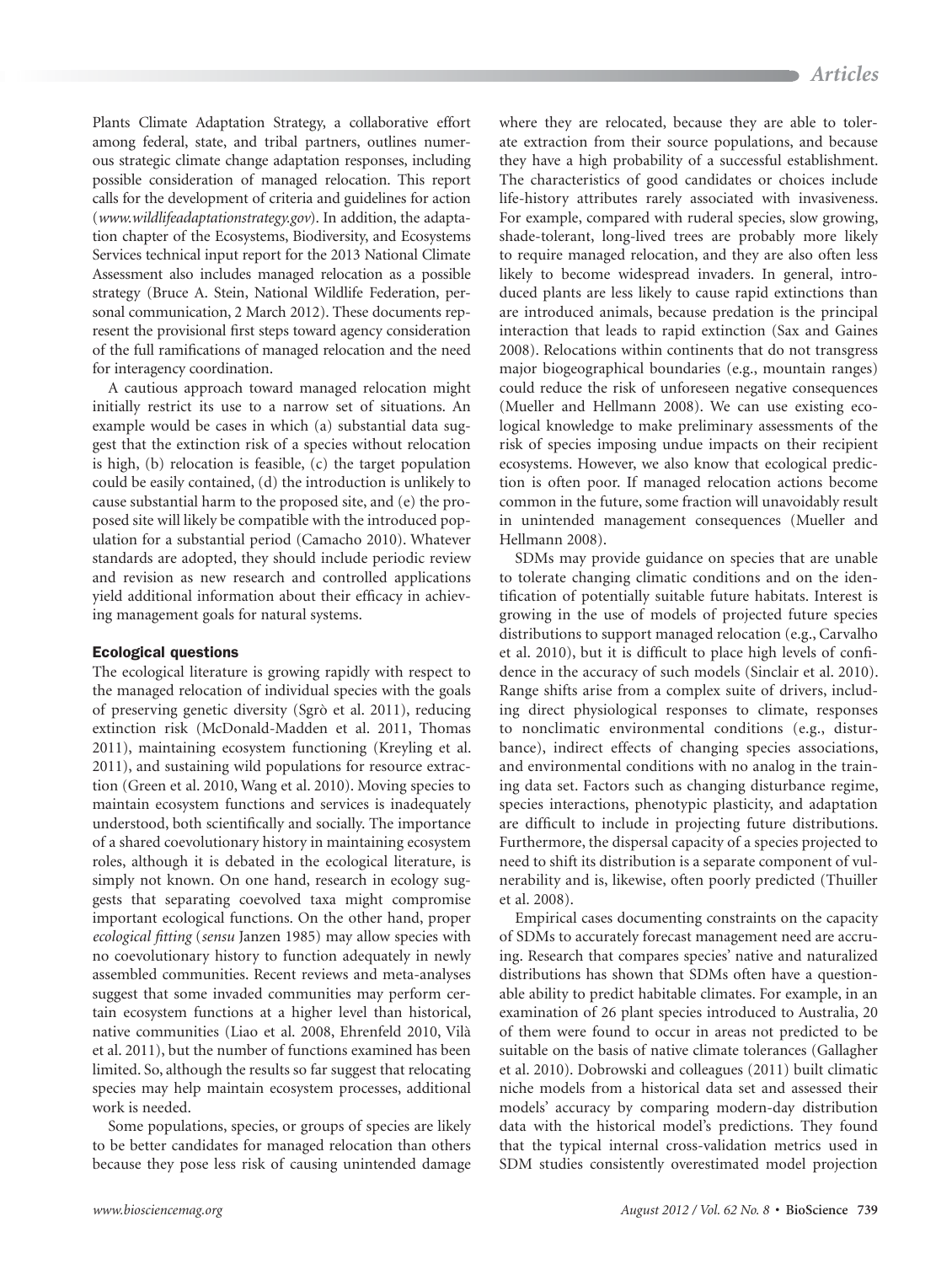Plants Climate Adaptation Strategy, a collaborative effort among federal, state, and tribal partners, outlines numerous strategic climate change adaptation responses, including possible consideration of managed relocation. This report calls for the development of criteria and guidelines for action (*www.wildlifeadaptationstrategy.gov*). In addition, the adaptation chapter of the Ecosystems, Biodiversity, and Ecosystems Services technical input report for the 2013 National Climate Assessment also includes managed relocation as a possible strategy (Bruce A. Stein, National Wildlife Federation, personal communication, 2 March 2012). These documents represent the provisional first steps toward agency consideration of the full ramifications of managed relocation and the need for interagency coordination.

A cautious approach toward managed relocation might initially restrict its use to a narrow set of situations. An example would be cases in which (a) substantial data suggest that the extinction risk of a species without relocation is high, (b) relocation is feasible, (c) the target population could be easily contained, (d) the introduction is unlikely to cause substantial harm to the proposed site, and (e) the proposed site will likely be compatible with the introduced population for a substantial period (Camacho 2010). Whatever standards are adopted, they should include periodic review and revision as new research and controlled applications yield additional information about their efficacy in achieving management goals for natural systems.

### Ecological questions

The ecological literature is growing rapidly with respect to the managed relocation of individual species with the goals of preserving genetic diversity (Sgrò et al. 2011), reducing extinction risk (McDonald-Madden et al. 2011, Thomas 2011), maintaining ecosystem functioning (Kreyling et al. 2011), and sustaining wild populations for resource extraction (Green et al. 2010, Wang et al. 2010). Moving species to maintain ecosystem functions and services is inadequately understood, both scientifically and socially. The importance of a shared coevolutionary history in maintaining ecosystem roles, although it is debated in the ecological literature, is simply not known. On one hand, research in ecology suggests that separating coevolved taxa might compromise important ecological functions. On the other hand, proper *ecological fitting* (*sensu* Janzen 1985) may allow species with no coevolutionary history to function adequately in newly assembled communities. Recent reviews and meta-analyses suggest that some invaded communities may perform certain ecosystem functions at a higher level than historical, native communities (Liao et al. 2008, Ehrenfeld 2010, Vilà et al. 2011), but the number of functions examined has been limited. So, although the results so far suggest that relocating species may help maintain ecosystem processes, additional work is needed.

Some populations, species, or groups of species are likely to be better candidates for managed relocation than others because they pose less risk of causing unintended damage where they are relocated, because they are able to tolerate extraction from their source populations, and because they have a high probability of a successful establishment. The characteristics of good candidates or choices include life-history attributes rarely associated with invasiveness. For example, compared with ruderal species, slow growing, shade-tolerant, long-lived trees are probably more likely to require managed relocation, and they are also often less likely to become widespread invaders. In general, introduced plants are less likely to cause rapid extinctions than are introduced animals, because predation is the principal interaction that leads to rapid extinction (Sax and Gaines 2008). Relocations within continents that do not transgress major biogeographical boundaries (e.g., mountain ranges) could reduce the risk of unforeseen negative consequences (Mueller and Hellmann 2008). We can use existing ecological knowledge to make preliminary assessments of the risk of species imposing undue impacts on their recipient ecosystems. However, we also know that ecological prediction is often poor. If managed relocation actions become common in the future, some fraction will unavoidably result in unintended management consequences (Mueller and Hellmann 2008).

SDMs may provide guidance on species that are unable to tolerate changing climatic conditions and on the identification of potentially suitable future habitats. Interest is growing in the use of models of projected future species distributions to support managed relocation (e.g., Carvalho et al. 2010), but it is difficult to place high levels of confidence in the accuracy of such models (Sinclair et al. 2010). Range shifts arise from a complex suite of drivers, including direct physiological responses to climate, responses to nonclimatic environmental conditions (e.g., disturbance), indirect effects of changing species associations, and environmental conditions with no analog in the training data set. Factors such as changing disturbance regime, species interactions, phenotypic plasticity, and adaptation are difficult to include in projecting future distributions. Furthermore, the dispersal capacity of a species projected to need to shift its distribution is a separate component of vulnerability and is, likewise, often poorly predicted (Thuiller et al. 2008).

Empirical cases documenting constraints on the capacity of SDMs to accurately forecast management need are accruing. Research that compares species' native and naturalized distributions has shown that SDMs often have a questionable ability to predict habitable climates. For example, in an examination of 26 plant species introduced to Australia, 20 of them were found to occur in areas not predicted to be suitable on the basis of native climate tolerances (Gallagher et al. 2010). Dobrowski and colleagues (2011) built climatic niche models from a historical data set and assessed their models' accuracy by comparing modern-day distribution data with the historical model's predictions. They found that the typical internal cross-validation metrics used in SDM studies consistently overestimated model projection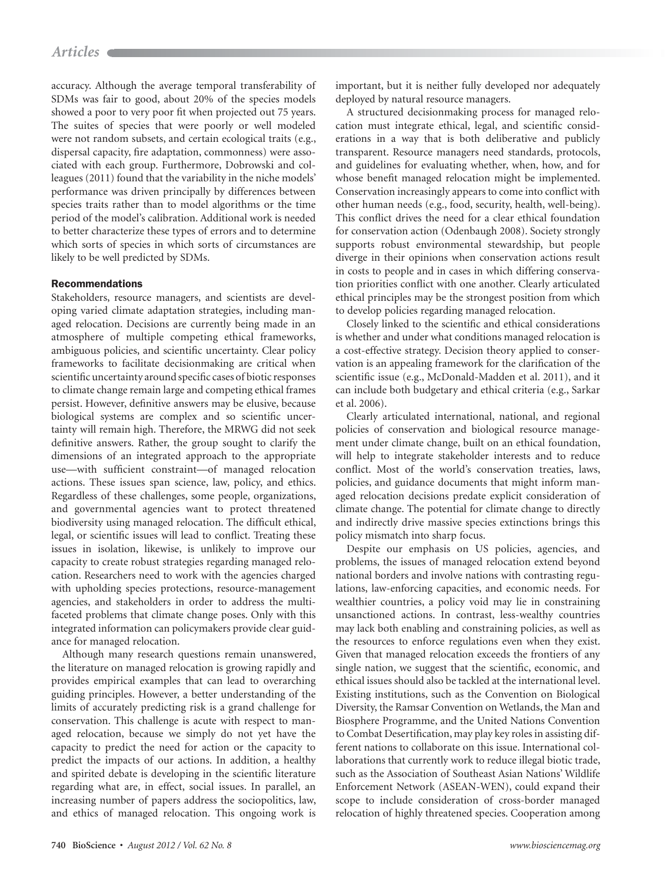accuracy. Although the average temporal transferability of SDMs was fair to good, about 20% of the species models showed a poor to very poor fit when projected out 75 years. The suites of species that were poorly or well modeled were not random subsets, and certain ecological traits (e.g., dispersal capacity, fire adaptation, commonness) were associated with each group. Furthermore, Dobrowski and colleagues (2011) found that the variability in the niche models' performance was driven principally by differences between species traits rather than to model algorithms or the time period of the model's calibration. Additional work is needed to better characterize these types of errors and to determine which sorts of species in which sorts of circumstances are likely to be well predicted by SDMs.

## Recommendations

Stakeholders, resource managers, and scientists are developing varied climate adaptation strategies, including managed relocation. Decisions are currently being made in an atmosphere of multiple competing ethical frameworks, ambiguous policies, and scientific uncertainty. Clear policy frameworks to facilitate decisionmaking are critical when scientific uncertainty around specific cases of biotic responses to climate change remain large and competing ethical frames persist. However, definitive answers may be elusive, because biological systems are complex and so scientific uncertainty will remain high. Therefore, the MRWG did not seek definitive answers. Rather, the group sought to clarify the dimensions of an integrated approach to the appropriate use—with sufficient constraint—of managed relocation actions. These issues span science, law, policy, and ethics. Regardless of these challenges, some people, organizations, and governmental agencies want to protect threatened biodiversity using managed relocation. The difficult ethical, legal, or scientific issues will lead to conflict. Treating these issues in isolation, likewise, is unlikely to improve our capacity to create robust strategies regarding managed relocation. Researchers need to work with the agencies charged with upholding species protections, resource-management agencies, and stakeholders in order to address the multifaceted problems that climate change poses. Only with this integrated information can policymakers provide clear guidance for managed relocation.

Although many research questions remain unanswered, the literature on managed relocation is growing rapidly and provides empirical examples that can lead to overarching guiding principles. However, a better understanding of the limits of accurately predicting risk is a grand challenge for conservation. This challenge is acute with respect to managed relocation, because we simply do not yet have the capacity to predict the need for action or the capacity to predict the impacts of our actions. In addition, a healthy and spirited debate is developing in the scientific literature regarding what are, in effect, social issues. In parallel, an increasing number of papers address the sociopolitics, law, and ethics of managed relocation. This ongoing work is important, but it is neither fully developed nor adequately deployed by natural resource managers.

A structured decisionmaking process for managed relocation must integrate ethical, legal, and scientific considerations in a way that is both deliberative and publicly transparent. Resource managers need standards, protocols, and guidelines for evaluating whether, when, how, and for whose benefit managed relocation might be implemented. Conservation increasingly appears to come into conflict with other human needs (e.g., food, security, health, well-being). This conflict drives the need for a clear ethical foundation for conservation action (Odenbaugh 2008). Society strongly supports robust environmental stewardship, but people diverge in their opinions when conservation actions result in costs to people and in cases in which differing conservation priorities conflict with one another. Clearly articulated ethical principles may be the strongest position from which to develop policies regarding managed relocation.

Closely linked to the scientific and ethical considerations is whether and under what conditions managed relocation is a cost-effective strategy. Decision theory applied to conservation is an appealing framework for the clarification of the scientific issue (e.g., McDonald-Madden et al. 2011), and it can include both budgetary and ethical criteria (e.g., Sarkar et al. 2006).

Clearly articulated international, national, and regional policies of conservation and biological resource management under climate change, built on an ethical foundation, will help to integrate stakeholder interests and to reduce conflict. Most of the world's conservation treaties, laws, policies, and guidance documents that might inform managed relocation decisions predate explicit consideration of climate change. The potential for climate change to directly and indirectly drive massive species extinctions brings this policy mismatch into sharp focus.

Despite our emphasis on US policies, agencies, and problems, the issues of managed relocation extend beyond national borders and involve nations with contrasting regulations, law-enforcing capacities, and economic needs. For wealthier countries, a policy void may lie in constraining unsanctioned actions. In contrast, less-wealthy countries may lack both enabling and constraining policies, as well as the resources to enforce regulations even when they exist. Given that managed relocation exceeds the frontiers of any single nation, we suggest that the scientific, economic, and ethical issues should also be tackled at the international level. Existing institutions, such as the Convention on Biological Diversity, the Ramsar Convention on Wetlands, the Man and Biosphere Programme, and the United Nations Convention to Combat Desertification, may play key roles in assisting different nations to collaborate on this issue. International collaborations that currently work to reduce illegal biotic trade, such as the Association of Southeast Asian Nations' Wildlife Enforcement Network (ASEAN-WEN), could expand their scope to include consideration of cross-border managed relocation of highly threatened species. Cooperation among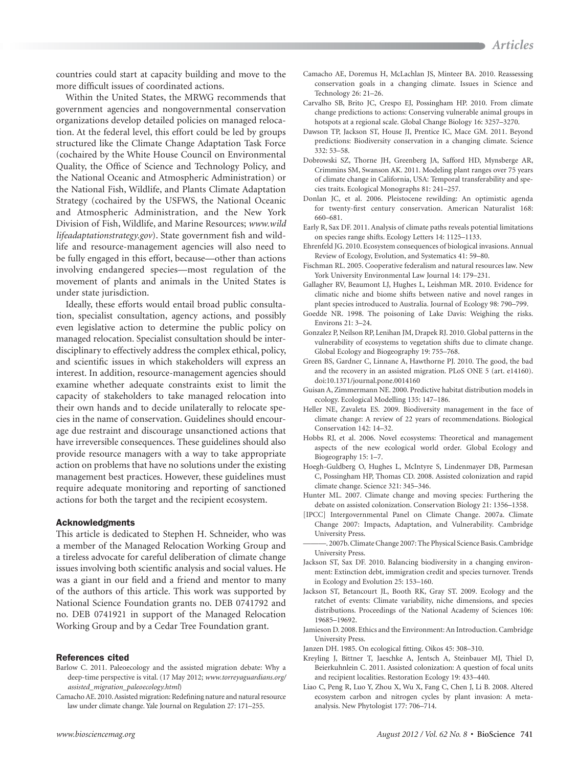countries could start at capacity building and move to the more difficult issues of coordinated actions.

Within the United States, the MRWG recommends that government agencies and nongovernmental conservation organizations develop detailed policies on managed relocation. At the federal level, this effort could be led by groups structured like the Climate Change Adaptation Task Force (cochaired by the White House Council on Environmental Quality, the Office of Science and Technology Policy, and the National Oceanic and Atmospheric Administration) or the National Fish, Wildlife, and Plants Climate Adaptation Strategy (cochaired by the USFWS, the National Oceanic and Atmospheric Administration, and the New York Division of Fish, Wildlife, and Marine Resources; *www.wildlifeadaptationstrategy.gov*). State government fish and wildlife and resource-management agencies will also need to be fully engaged in this effort, because—other than actions involving endangered species—most regulation of the movement of plants and animals in the United States is under state jurisdiction.

Ideally, these efforts would entail broad public consultation, specialist consultation, agency actions, and possibly even legislative action to determine the public policy on managed relocation. Specialist consultation should be interdisciplinary to effectively address the complex ethical, policy, and scientific issues in which stakeholders will express an interest. In addition, resource-management agencies should examine whether adequate constraints exist to limit the capacity of stakeholders to take managed relocation into their own hands and to decide unilaterally to relocate species in the name of conservation. Guidelines should encourage due restraint and discourage unsanctioned actions that have irreversible consequences. These guidelines should also provide resource managers with a way to take appropriate action on problems that have no solutions under the existing management best practices. However, these guidelines must require adequate monitoring and reporting of sanctioned actions for both the target and the recipient ecosystem.

## Acknowledgments

This article is dedicated to Stephen H. Schneider, who was a member of the Managed Relocation Working Group and a tireless advocate for careful deliberation of climate change issues involving both scientific analysis and social values. He was a giant in our field and a friend and mentor to many of the authors of this article. This work was supported by National Science Foundation grants no. DEB 0741792 and no. DEB 0741921 in support of the Managed Relocation Working Group and by a Cedar Tree Foundation grant.

## References cited

Barlow C. 2011. Paleoecology and the assisted migration debate: Why a deep-time perspective is vital. (17 May 2012; *www.torreyaguardians.org/assisted_migration_paleoecology.html*)

Camacho AE. 2010. Assisted migration: Redefining nature and natural resource law under climate change. Yale Journal on Regulation 27: 171–255.

Camacho AE, Doremus H, McLachlan JS, Minteer BA. 2010. Reassessing conservation goals in a changing climate. Issues in Science and Technology 26: 21–26.

Carvalho SB, Brito JC, Crespo EJ, Possingham HP. 2010. From climate change predictions to actions: Conserving vulnerable animal groups in hotspots at a regional scale. Global Change Biology 16: 3257–3270.

Dawson TP, Jackson ST, House JI, Prentice IC, Mace GM. 2011. Beyond predictions: Biodiversity conservation in a changing climate. Science 332: 53–58.

Dobrowski SZ, Thorne JH, Greenberg JA, Safford HD, Mynsberge AR, Crimmins SM, Swanson AK. 2011. Modeling plant ranges over 75 years of climate change in California, USA: Temporal transferability and species traits. Ecological Monographs 81: 241–257.

Donlan JC, et al. 2006. Pleistocene rewilding: An optimistic agenda for twenty-first century conservation. American Naturalist 168: 660–681.

Early R, Sax DF. 2011. Analysis of climate paths reveals potential limitations on species range shifts. Ecology Letters 14: 1125–1133.

Ehrenfeld JG. 2010. Ecosystem consequences of biological invasions. Annual Review of Ecology, Evolution, and Systematics 41: 59–80.

Fischman RL. 2005. Cooperative federalism and natural resources law. New York University Environmental Law Journal 14: 179–231.

Gallagher RV, Beaumont LJ, Hughes L, Leishman MR. 2010. Evidence for climatic niche and biome shifts between native and novel ranges in plant species introduced to Australia. Journal of Ecology 98: 790–799.

Goedde NR. 1998. The poisoning of Lake Davis: Weighing the risks. Environs 21: 3–24.

Gonzalez P, Neilson RP, Lenihan JM, Drapek RJ. 2010. Global patterns in the vulnerability of ecosystems to vegetation shifts due to climate change. Global Ecology and Biogeography 19: 755–768.

Green BS, Gardner C, Linnane A, Hawthorne PJ. 2010. The good, the bad and the recovery in an assisted migration. PLoS ONE 5 (art. e14160). doi:10.1371/journal.pone.0014160

Guisan A, Zimmermann NE. 2000. Predictive habitat distribution models in ecology. Ecological Modelling 135: 147–186.

Heller NE, Zavaleta ES. 2009. Biodiversity management in the face of climate change: A review of 22 years of recommendations. Biological Conservation 142: 14–32.

Hobbs RJ, et al. 2006. Novel ecosystems: Theoretical and management aspects of the new ecological world order. Global Ecology and Biogeography 15: 1–7.

Hoegh-Guldberg O, Hughes L, McIntyre S, Lindenmayer DB, Parmesan C, Possingham HP, Thomas CD. 2008. Assisted colonization and rapid climate change. Science 321: 345–346.

Hunter ML. 2007. Climate change and moving species: Furthering the debate on assisted colonization. Conservation Biology 21: 1356–1358.

[IPCC] Intergovernmental Panel on Climate Change. 2007a. Climate Change 2007: Impacts, Adaptation, and Vulnerability. Cambridge University Press.

———. 2007b. Climate Change 2007: The Physical Science Basis. Cambridge University Press.

Jackson ST, Sax DF. 2010. Balancing biodiversity in a changing environment: Extinction debt, immigration credit and species turnover. Trends in Ecology and Evolution 25: 153–160.

Jackson ST, Betancourt JL, Booth RK, Gray ST. 2009. Ecology and the ratchet of events: Climate variability, niche dimensions, and species distributions. Proceedings of the National Academy of Sciences 106: 19685–19692.

Jamieson D. 2008. Ethics and the Environment: An Introduction. Cambridge University Press.

Janzen DH. 1985. On ecological fitting. Oikos 45: 308–310.

Kreyling J, Bittner T, Jaeschke A, Jentsch A, Steinbauer MJ, Thiel D, Beierkuhnlein C. 2011. Assisted colonization: A question of focal units and recipient localities. Restoration Ecology 19: 433–440.

Liao C, Peng R, Luo Y, Zhou X, Wu X, Fang C, Chen J, Li B. 2008. Altered ecosystem carbon and nitrogen cycles by plant invasion: A meta-analysis. New Phytologist 177: 706–714.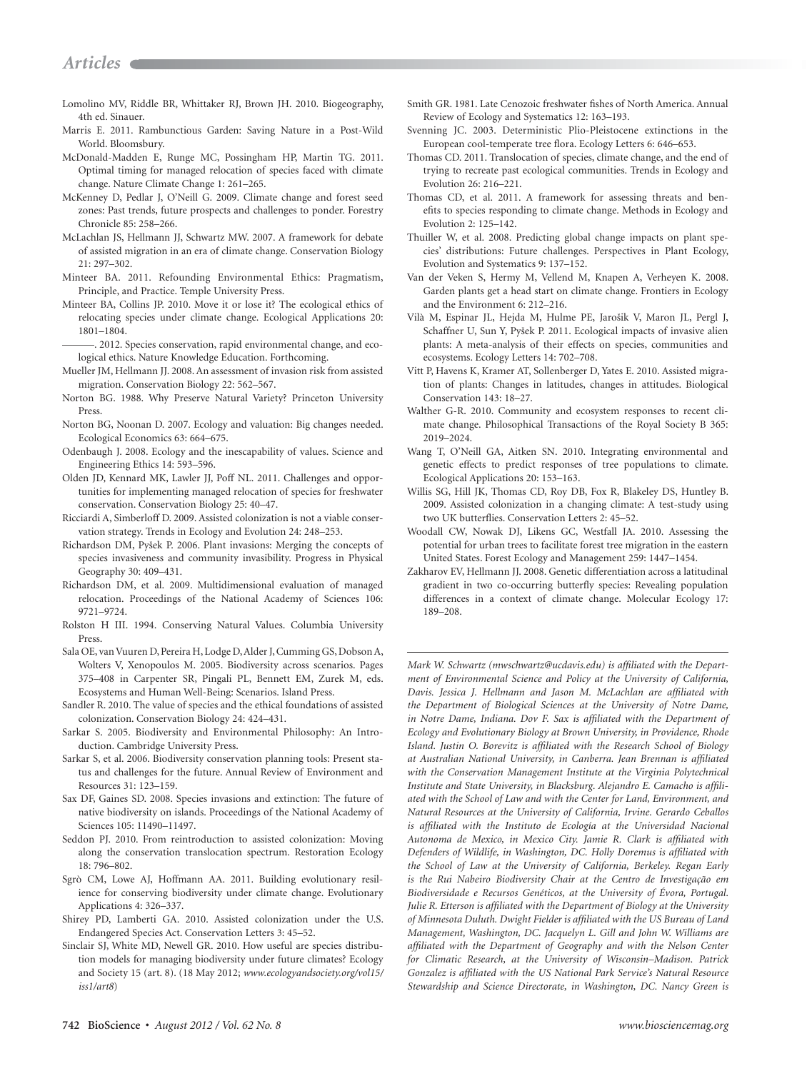Lomolino MV, Riddle BR, Whittaker RJ, Brown JH. 2010. Biogeography, 4th ed. Sinauer.

Marris E. 2011. Rambunctious Garden: Saving Nature in a Post-Wild World. Bloomsbury.

McDonald-Madden E, Runge MC, Possingham HP, Martin TG. 2011. Optimal timing for managed relocation of species faced with climate change. Nature Climate Change 1: 261–265.

McKenney D, Pedlar J, O'Neill G. 2009. Climate change and forest seed zones: Past trends, future prospects and challenges to ponder. Forestry Chronicle 85: 258–266.

McLachlan JS, Hellmann JJ, Schwartz MW. 2007. A framework for debate of assisted migration in an era of climate change. Conservation Biology 21: 297–302.

Minteer BA. 2011. Refounding Environmental Ethics: Pragmatism, Principle, and Practice. Temple University Press.

Minteer BA, Collins JP. 2010. Move it or lose it? The ecological ethics of relocating species under climate change. Ecological Applications 20: 1801–1804.

———. 2012. Species conservation, rapid environmental change, and ecological ethics. Nature Knowledge Education. Forthcoming.

Mueller JM, Hellmann JJ. 2008. An assessment of invasion risk from assisted migration. Conservation Biology 22: 562–567.

Norton BG. 1988. Why Preserve Natural Variety? Princeton University Press.

Norton BG, Noonan D. 2007. Ecology and valuation: Big changes needed. Ecological Economics 63: 664–675.

Odenbaugh J. 2008. Ecology and the inescapability of values. Science and Engineering Ethics 14: 593–596.

Olden JD, Kennard MK, Lawler JJ, Poff NL. 2011. Challenges and opportunities for implementing managed relocation of species for freshwater conservation. Conservation Biology 25: 40–47.

Ricciardi A, Simberloff D. 2009. Assisted colonization is not a viable conservation strategy. Trends in Ecology and Evolution 24: 248–253.

Richardson DM, Pyšek P. 2006. Plant invasions: Merging the concepts of species invasiveness and community invasibility. Progress in Physical Geography 30: 409–431.

Richardson DM, et al. 2009. Multidimensional evaluation of managed relocation. Proceedings of the National Academy of Sciences 106: 9721–9724.

Rolston H III. 1994. Conserving Natural Values. Columbia University Press.

Sala OE, van Vuuren D, Pereira H, Lodge D, Alder J, Cumming GS, Dobson A, Wolters V, Xenopoulos M. 2005. Biodiversity across scenarios. Pages 375–408 in Carpenter SR, Pingali PL, Bennett EM, Zurek M, eds. Ecosystems and Human Well-Being: Scenarios. Island Press.

Sandler R. 2010. The value of species and the ethical foundations of assisted colonization. Conservation Biology 24: 424–431.

Sarkar S. 2005. Biodiversity and Environmental Philosophy: An Introduction. Cambridge University Press.

Sarkar S, et al. 2006. Biodiversity conservation planning tools: Present status and challenges for the future. Annual Review of Environment and Resources 31: 123–159.

Sax DF, Gaines SD. 2008. Species invasions and extinction: The future of native biodiversity on islands. Proceedings of the National Academy of Sciences 105: 11490–11497.

Seddon PJ. 2010. From reintroduction to assisted colonization: Moving along the conservation translocation spectrum. Restoration Ecology 18: 796–802.

Sgrò CM, Lowe AJ, Hoffmann AA. 2011. Building evolutionary resilience for conserving biodiversity under climate change. Evolutionary Applications 4: 326–337.

Shirey PD, Lamberti GA. 2010. Assisted colonization under the U.S. Endangered Species Act. Conservation Letters 3: 45–52.

Sinclair SJ, White MD, Newell GR. 2010. How useful are species distribution models for managing biodiversity under future climates? Ecology and Society 15 (art. 8). (18 May 2012; *www.ecologyandsociety.org/vol15/iss1/art8*)

Smith GR. 1981. Late Cenozoic freshwater fishes of North America. Annual Review of Ecology and Systematics 12: 163–193.

Svenning JC. 2003. Deterministic Plio-Pleistocene extinctions in the European cool-temperate tree flora. Ecology Letters 6: 646–653.

Thomas CD. 2011. Translocation of species, climate change, and the end of trying to recreate past ecological communities. Trends in Ecology and Evolution 26: 216–221.

Thomas CD, et al. 2011. A framework for assessing threats and benefits to species responding to climate change. Methods in Ecology and Evolution 2: 125–142.

Thuiller W, et al. 2008. Predicting global change impacts on plant species' distributions: Future challenges. Perspectives in Plant Ecology, Evolution and Systematics 9: 137–152.

Van der Veken S, Hermy M, Vellend M, Knapen A, Verheyen K. 2008. Garden plants get a head start on climate change. Frontiers in Ecology and the Environment 6: 212–216.

Vilà M, Espinar JL, Hejda M, Hulme PE, Jarošik V, Maron JL, Pergl J, Schaffner U, Sun Y, Pyšek P. 2011. Ecological impacts of invasive alien plants: A meta-analysis of their effects on species, communities and ecosystems. Ecology Letters 14: 702–708.

Vitt P, Havens K, Kramer AT, Sollenberger D, Yates E. 2010. Assisted migration of plants: Changes in latitudes, changes in attitudes. Biological Conservation 143: 18–27.

Walther G-R. 2010. Community and ecosystem responses to recent climate change. Philosophical Transactions of the Royal Society B 365: 2019–2024.

Wang T, O'Neill GA, Aitken SN. 2010. Integrating environmental and genetic effects to predict responses of tree populations to climate. Ecological Applications 20: 153–163.

Willis SG, Hill JK, Thomas CD, Roy DB, Fox R, Blakeley DS, Huntley B. 2009. Assisted colonization in a changing climate: A test-study using two UK butterflies. Conservation Letters 2: 45–52.

Woodall CW, Nowak DJ, Likens GC, Westfall JA. 2010. Assessing the potential for urban trees to facilitate forest tree migration in the eastern United States. Forest Ecology and Management 259: 1447–1454.

Zakharov EV, Hellmann JJ. 2008. Genetic differentiation across a latitudinal gradient in two co-occurring butterfly species: Revealing population differences in a context of climate change. Molecular Ecology 17: 189–208.

---

*Mark W. Schwartz (mwschwartz@ucdavis.edu) is affiliated with the Department of Environmental Science and Policy at the University of California, Davis. Jessica J. Hellmann and Jason M. McLachlan are affiliated with the Department of Biological Sciences at the University of Notre Dame, in Notre Dame, Indiana. Dov F. Sax is affiliated with the Department of Ecology and Evolutionary Biology at Brown University, in Providence, Rhode Island. Justin O. Borevitz is affiliated with the Research School of Biology at Australian National University, in Canberra. Jean Brennan is affiliated with the Conservation Management Institute at the Virginia Polytechnical Institute and State University, in Blacksburg. Alejandro E. Camacho is affiliated with the School of Law and with the Center for Land, Environment, and Natural Resources at the University of California, Irvine. Gerardo Ceballos is affiliated with the Instituto de Ecología at the Universidad Nacional Autonoma de Mexico, in Mexico City. Jamie R. Clark is affiliated with Defenders of Wildlife, in Washington, DC. Holly Doremus is affiliated with the School of Law at the University of California, Berkeley. Regan Early is the Rui Nabeiro Biodiversity Chair at the Centro de Investigação em Biodiversidade e Recursos Genéticos, at the University of Évora, Portugal. Julie R. Etterson is affiliated with the Department of Biology at the University of Minnesota Duluth. Dwight Fielder is affiliated with the US Bureau of Land Management, Washington, DC. Jacquelyn L. Gill and John W. Williams are affiliated with the Department of Geography and with the Nelson Center for Climatic Research, at the University of Wisconsin–Madison. Patrick Gonzalez is affiliated with the US National Park Service's Natural Resource Stewardship and Science Directorate, in Washington, DC. Nancy Green is*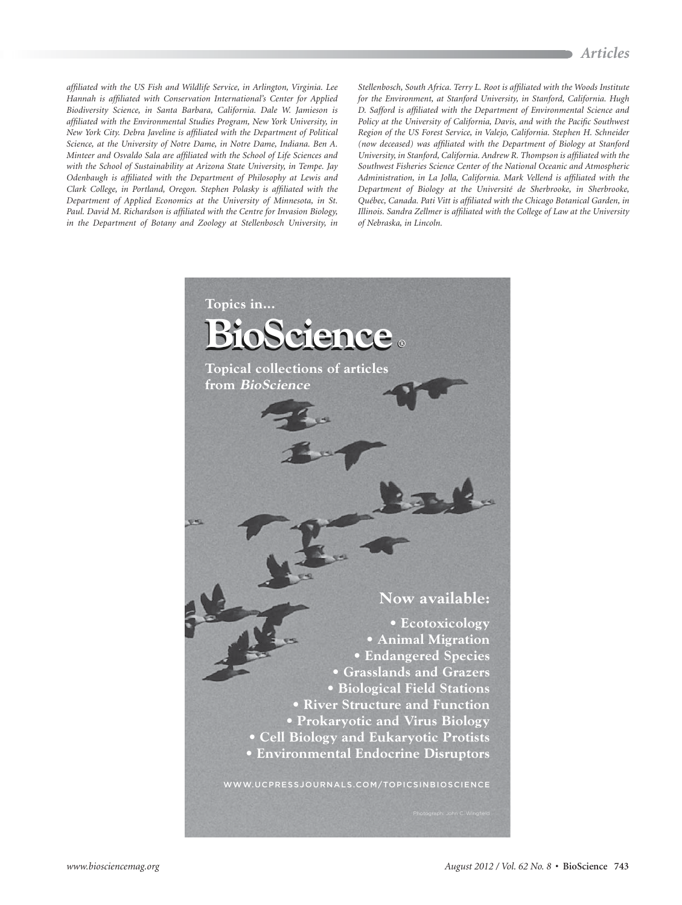*affiliated with the US Fish and Wildlife Service, in Arlington, Virginia. Lee Hannah is affiliated with Conservation International's Center for Applied Biodiversity Science, in Santa Barbara, California. Dale W. Jamieson is affiliated with the Environmental Studies Program, New York University, in New York City. Debra Javeline is affiliated with the Department of Political Science, at the University of Notre Dame, in Notre Dame, Indiana. Ben A. Minteer and Osvaldo Sala are affiliated with the School of Life Sciences and with the School of Sustainability at Arizona State University, in Tempe. Jay Odenbaugh is affiliated with the Department of Philosophy at Lewis and Clark College, in Portland, Oregon. Stephen Polasky is affiliated with the Department of Applied Economics at the University of Minnesota, in St. Paul. David M. Richardson is affiliated with the Centre for Invasion Biology, in the Department of Botany and Zoology at Stellenbosch University, in Stellenbosch, South Africa. Terry L. Root is affiliated with the Woods Institute for the Environment, at Stanford University, in Stanford, California. Hugh D. Safford is affiliated with the Department of Environmental Science and Policy at the University of California, Davis, and with the Pacific Southwest Region of the US Forest Service, in Valejo, California. Stephen H. Schneider (now deceased) was affiliated with the Department of Biology at Stanford University, in Stanford, California. Andrew R. Thompson is affiliated with the Southwest Fisheries Science Center of the National Oceanic and Atmospheric Administration, in La Jolla, California. Mark Vellend is affiliated with the Department of Biology at the Université de Sherbrooke, in Sherbrooke, Québec, Canada. Pati Vitt is affiliated with the Chicago Botanical Garden, in Illinois. Sandra Zellmer is affiliated with the College of Law at the University of Nebraska, in Lincoln.*

**Topics in...**

# BioScience®

**Topical collections of articles from *BioScience***

**Now available:**

- **Ecotoxicology**
- **Animal Migration**
- **Endangered Species**
- **Grasslands and Grazers**
- **Biological Field Stations**
- **River Structure and Function**
- **Prokaryotic and Virus Biology**
- **Cell Biology and Eukaryotic Protists**
- **Environmental Endocrine Disruptors**

WWW.UCPRESSJOURNALS.COM/TOPICSINBIOSCIENCE

Photograph: John C. Wingfield